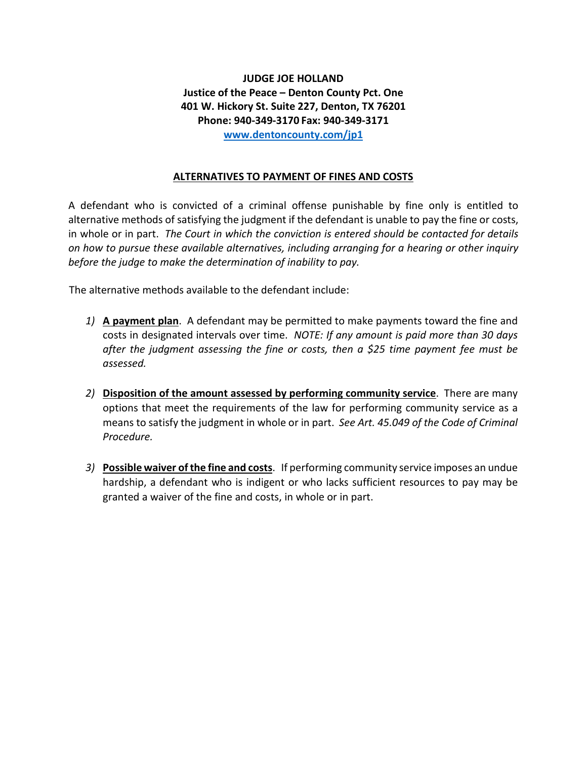**JUDGE JOE HOLLAND**
**Justice of the Peace – Denton County Pct. One**
**401 W. Hickory St. Suite 227, Denton, TX 76201**
**Phone: 940-349-3170 Fax: 940-349-3171**
**www.dentoncounty.com/jp1**

## ALTERNATIVES TO PAYMENT OF FINES AND COSTS

A defendant who is convicted of a criminal offense punishable by fine only is entitled to alternative methods of satisfying the judgment if the defendant is unable to pay the fine or costs, in whole or in part. *The Court in which the conviction is entered should be contacted for details on how to pursue these available alternatives, including arranging for a hearing or other inquiry before the judge to make the determination of inability to pay.*

The alternative methods available to the defendant include:

1) **A payment plan**. A defendant may be permitted to make payments toward the fine and costs in designated intervals over time. *NOTE: If any amount is paid more than 30 days after the judgment assessing the fine or costs, then a $25 time payment fee must be assessed.*

2) **Disposition of the amount assessed by performing community service**. There are many options that meet the requirements of the law for performing community service as a means to satisfy the judgment in whole or in part. *See Art. 45.049 of the Code of Criminal Procedure.*

3) **Possible waiver of the fine and costs**. If performing community service imposes an undue hardship, a defendant who is indigent or who lacks sufficient resources to pay may be granted a waiver of the fine and costs, in whole or in part.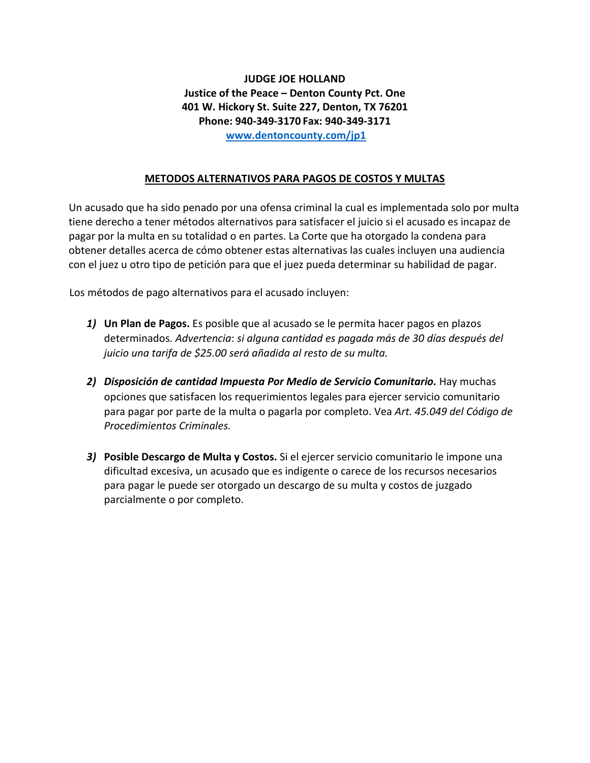**JUDGE JOE HOLLAND**
**Justice of the Peace – Denton County Pct. One**
**401 W. Hickory St. Suite 227, Denton, TX 76201**
**Phone: 940-349-3170 Fax: 940-349-3171**
**[www.dentoncounty.com/jp1](http://www.dentoncounty.com/jp1)**

## METODOS ALTERNATIVOS PARA PAGOS DE COSTOS Y MULTAS

Un acusado que ha sido penado por una ofensa criminal la cual es implementada solo por multa tiene derecho a tener métodos alternativos para satisfacer el juicio si el acusado es incapaz de pagar por la multa en su totalidad o en partes. La Corte que ha otorgado la condena para obtener detalles acerca de cómo obtener estas alternativas las cuales incluyen una audiencia con el juez u otro tipo de petición para que el juez pueda determinar su habilidad de pagar.

Los métodos de pago alternativos para el acusado incluyen:

1) **Un Plan de Pagos.** Es posible que al acusado se le permita hacer pagos en plazos determinados. *Advertencia*: *si alguna cantidad es pagada más de 30 días después del juicio una tarifa de $25.00 será añadida al resto de su multa.*

2) ***Disposición de cantidad Impuesta Por Medio de Servicio Comunitario.*** Hay muchas opciones que satisfacen los requerimientos legales para ejercer servicio comunitario para pagar por parte de la multa o pagarla por completo. Vea *Art. 45.049 del Código de Procedimientos Criminales.*

3) **Posible Descargo de Multa y Costos.** Si el ejercer servicio comunitario le impone una dificultad excesiva, un acusado que es indigente o carece de los recursos necesarios para pagar le puede ser otorgado un descargo de su multa y costos de juzgado parcialmente o por completo.